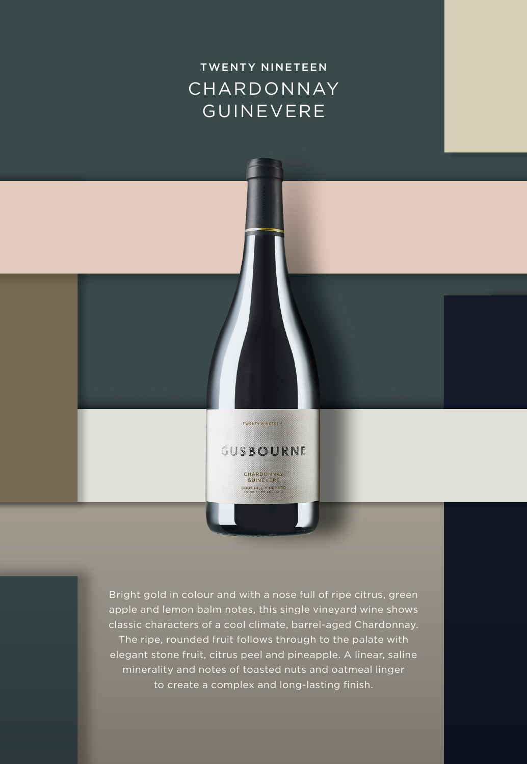TWENTY NINETEEN

# CHARDONNAY GUINEVERE

Bright gold in colour and with a nose full of ripe citrus, green apple and lemon balm notes, this single vineyard wine shows classic characters of a cool climate, barrel-aged Chardonnay. The ripe, rounded fruit follows through to the palate with elegant stone fruit, citrus peel and pineapple. A linear, saline minerality and notes of toasted nuts and oatmeal linger to create a complex and long-lasting finish.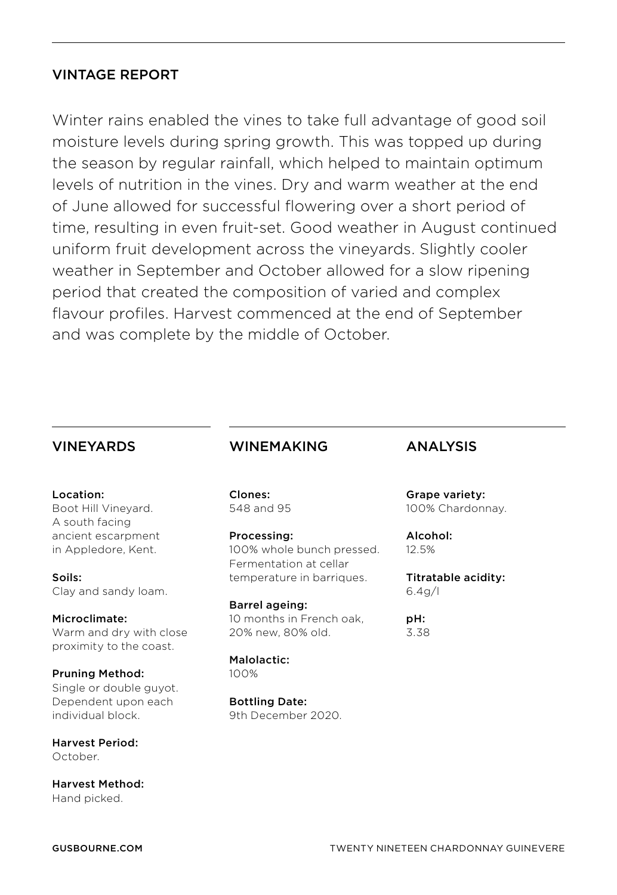## VINTAGE REPORT

Winter rains enabled the vines to take full advantage of good soil moisture levels during spring growth. This was topped up during the season by regular rainfall, which helped to maintain optimum levels of nutrition in the vines. Dry and warm weather at the end of June allowed for successful flowering over a short period of time, resulting in even fruit-set. Good weather in August continued uniform fruit development across the vineyards. Slightly cooler weather in September and October allowed for a slow ripening period that created the composition of varied and complex flavour profiles. Harvest commenced at the end of September and was complete by the middle of October.

## VINEYARDS

**Location:**
Boot Hill Vineyard. A south facing ancient escarpment in Appledore, Kent.

**Soils:**
Clay and sandy loam.

**Microclimate:**
Warm and dry with close proximity to the coast.

**Pruning Method:**
Single or double guyot. Dependent upon each individual block.

**Harvest Period:**
October.

**Harvest Method:**
Hand picked.

## WINEMAKING

**Clones:**
548 and 95

**Processing:**
100% whole bunch pressed. Fermentation at cellar temperature in barriques.

**Barrel ageing:**
10 months in French oak, 20% new, 80% old.

**Malolactic:**
100%

**Bottling Date:**
9th December 2020.

## ANALYSIS

**Grape variety:**
100% Chardonnay.

**Alcohol:**
12.5%

**Titratable acidity:**
6.4g/l

**pH:**
3.38